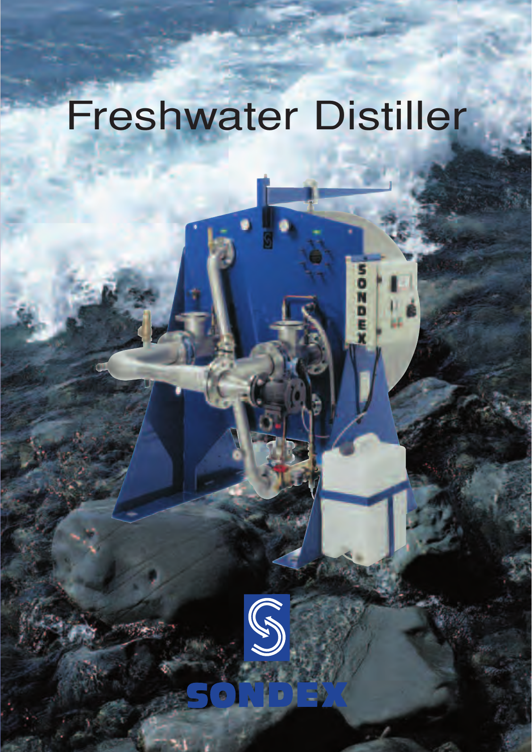# Freshwater Distiller

SONDEX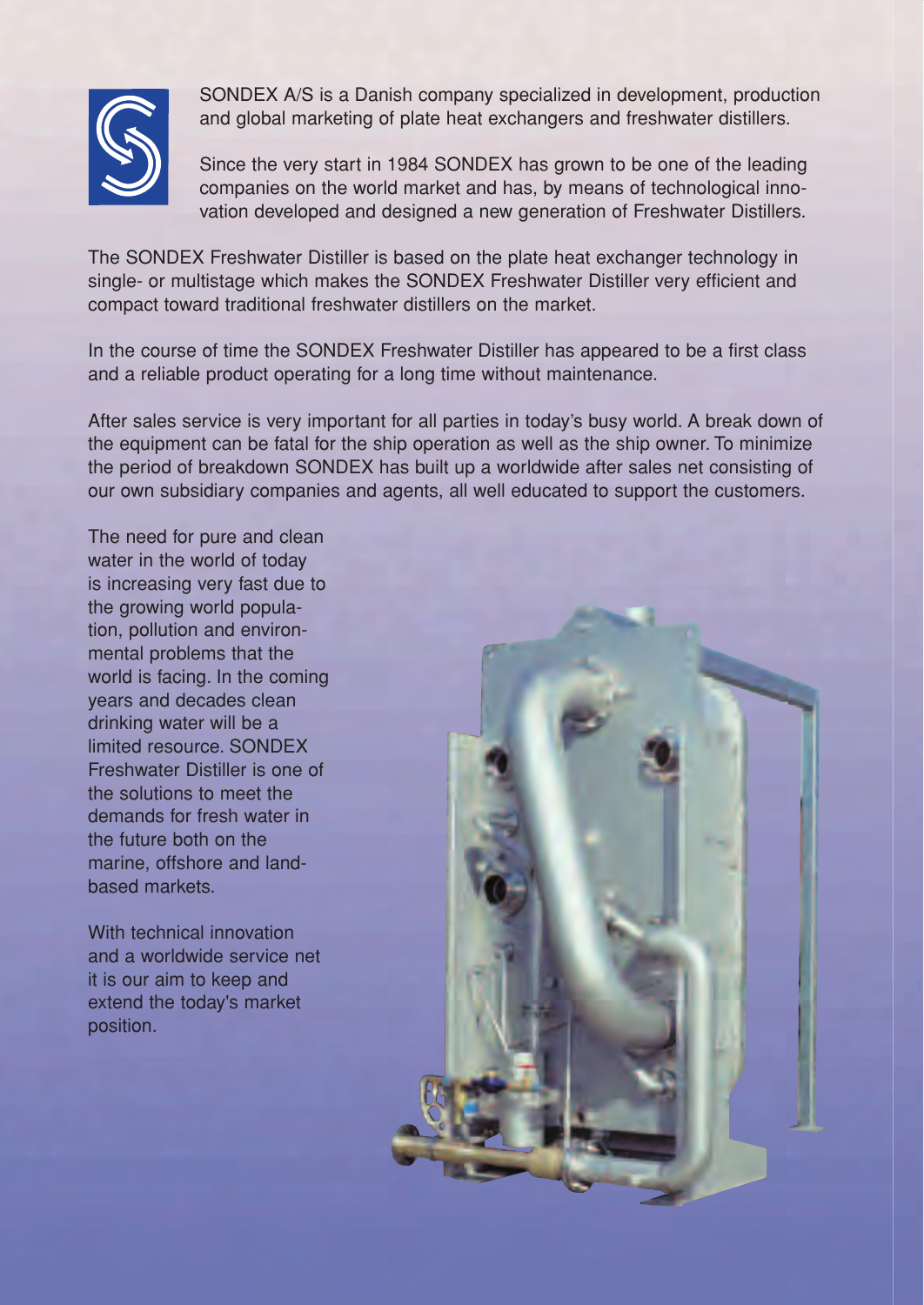SONDEX A/S is a Danish company specialized in development, production and global marketing of plate heat exchangers and freshwater distillers.

Since the very start in 1984 SONDEX has grown to be one of the leading companies on the world market and has, by means of technological innovation developed and designed a new generation of Freshwater Distillers.

The SONDEX Freshwater Distiller is based on the plate heat exchanger technology in single- or multistage which makes the SONDEX Freshwater Distiller very efficient and compact toward traditional freshwater distillers on the market.

In the course of time the SONDEX Freshwater Distiller has appeared to be a first class and a reliable product operating for a long time without maintenance.

After sales service is very important for all parties in today's busy world. A break down of the equipment can be fatal for the ship operation as well as the ship owner. To minimize the period of breakdown SONDEX has built up a worldwide after sales net consisting of our own subsidiary companies and agents, all well educated to support the customers.

The need for pure and clean water in the world of today is increasing very fast due to the growing world population, pollution and environmental problems that the world is facing. In the coming years and decades clean drinking water will be a limited resource. SONDEX Freshwater Distiller is one of the solutions to meet the demands for fresh water in the future both on the marine, offshore and land-based markets.

With technical innovation and a worldwide service net it is our aim to keep and extend the today's market position.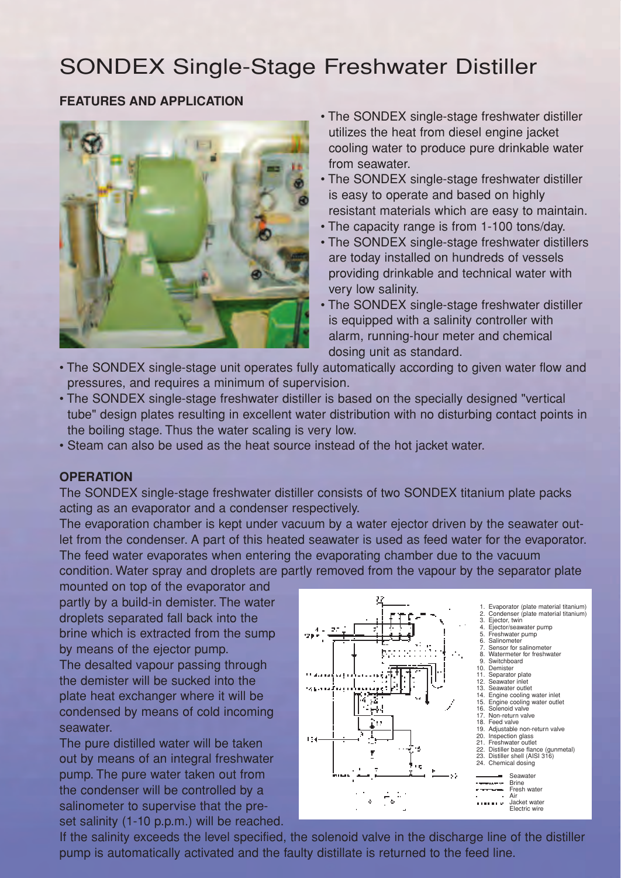# SONDEX Single-Stage Freshwater Distiller

## FEATURES AND APPLICATION

- The SONDEX single-stage freshwater distiller utilizes the heat from diesel engine jacket cooling water to produce pure drinkable water from seawater.
- The SONDEX single-stage freshwater distiller is easy to operate and based on highly resistant materials which are easy to maintain.
- The capacity range is from 1-100 tons/day.
- The SONDEX single-stage freshwater distillers are today installed on hundreds of vessels providing drinkable and technical water with very low salinity.
- The SONDEX single-stage freshwater distiller is equipped with a salinity controller with alarm, running-hour meter and chemical dosing unit as standard.
- The SONDEX single-stage unit operates fully automatically according to given water flow and pressures, and requires a minimum of supervision.
- The SONDEX single-stage freshwater distiller is based on the specially designed "vertical tube" design plates resulting in excellent water distribution with no disturbing contact points in the boiling stage. Thus the water scaling is very low.
- Steam can also be used as the heat source instead of the hot jacket water.

## OPERATION

The SONDEX single-stage freshwater distiller consists of two SONDEX titanium plate packs acting as an evaporator and a condenser respectively.

The evaporation chamber is kept under vacuum by a water ejector driven by the seawater outlet from the condenser. A part of this heated seawater is used as feed water for the evaporator. The feed water evaporates when entering the evaporating chamber due to the vacuum condition. Water spray and droplets are partly removed from the vapour by the separator plate mounted on top of the evaporator and partly by a build-in demister. The water droplets separated fall back into the brine which is extracted from the sump by means of the ejector pump.

The desalted vapour passing through the demister will be sucked into the plate heat exchanger where it will be condensed by means of cold incoming seawater.

The pure distilled water will be taken out by means of an integral freshwater pump. The pure water taken out from the condenser will be controlled by a salinometer to supervise that the preset salinity (1-10 p.p.m.) will be reached.

1. Evaporator (plate material titanium)
2. Condenser (plate material titanium)
3. Ejector, twin
4. Ejector/seawater pump
5. Freshwater pump
6. Salinometer
7. Sensor for salinometer
8. Watermeter for freshwater
9. Switchboard
10. Demister
11. Separator plate
12. Seawater inlet
13. Seawater outlet
14. Engine cooling water inlet
15. Engine cooling water outlet
16. Solenoid valve
17. Non-return valve
18. Feed valve
19. Adjustable non-return valve
20. Inspection glass
21. Freshwater outlet
22. Distiller base flance (gunmetal)
23. Distiller shell (AISI 316)
24. Chemical dosing

Seawater
Brine
Fresh water
Air
Jacket water
Electric wire

If the salinity exceeds the level specified, the solenoid valve in the discharge line of the distiller pump is automatically activated and the faulty distillate is returned to the feed line.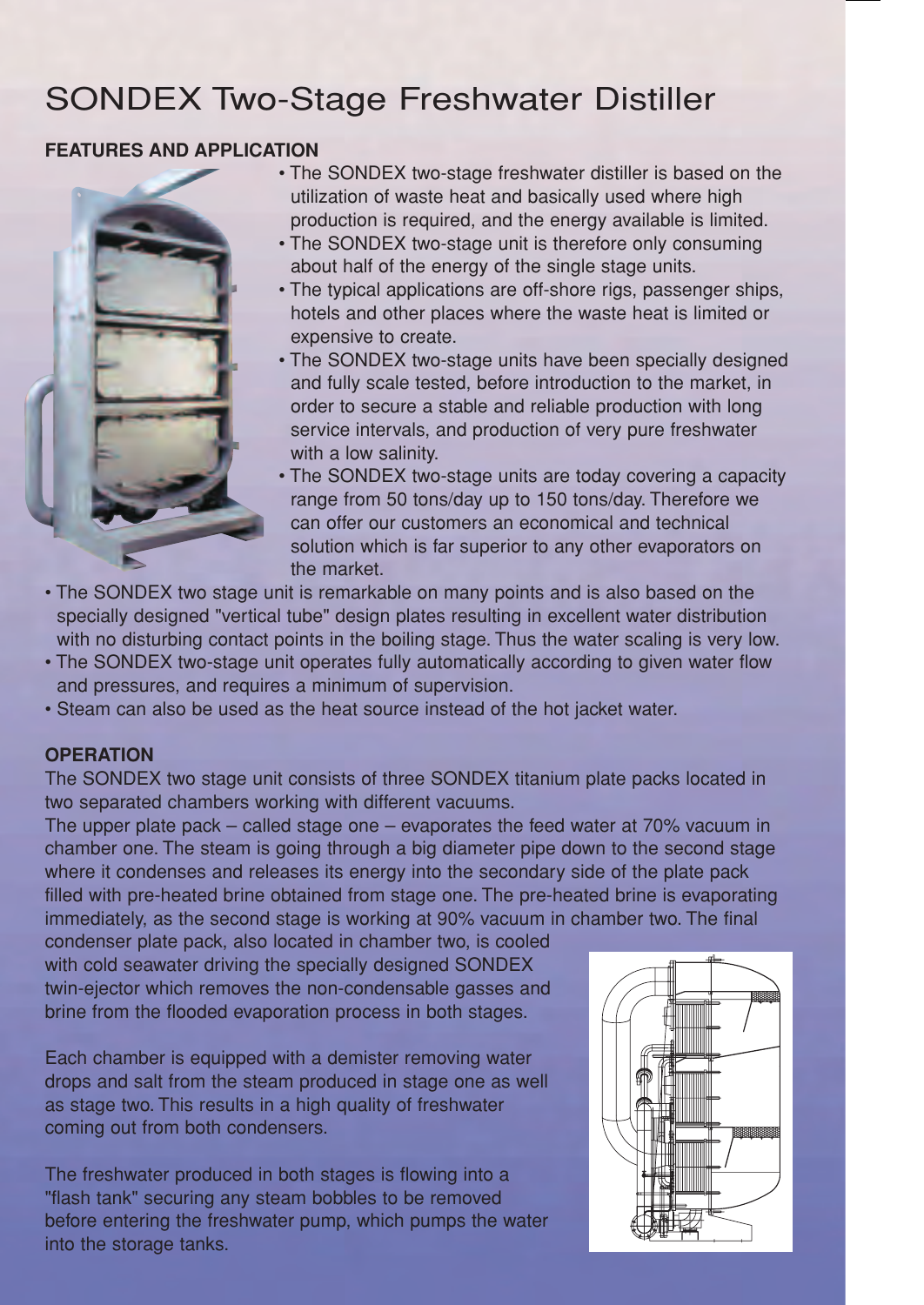# SONDEX Two-Stage Freshwater Distiller

**FEATURES AND APPLICATION**

- The SONDEX two-stage freshwater distiller is based on the utilization of waste heat and basically used where high production is required, and the energy available is limited.
- The SONDEX two-stage unit is therefore only consuming about half of the energy of the single stage units.
- The typical applications are off-shore rigs, passenger ships, hotels and other places where the waste heat is limited or expensive to create.
- The SONDEX two-stage units have been specially designed and fully scale tested, before introduction to the market, in order to secure a stable and reliable production with long service intervals, and production of very pure freshwater with a low salinity.
- The SONDEX two-stage units are today covering a capacity range from 50 tons/day up to 150 tons/day. Therefore we can offer our customers an economical and technical solution which is far superior to any other evaporators on the market.
- The SONDEX two stage unit is remarkable on many points and is also based on the specially designed "vertical tube" design plates resulting in excellent water distribution with no disturbing contact points in the boiling stage. Thus the water scaling is very low.
- The SONDEX two-stage unit operates fully automatically according to given water flow and pressures, and requires a minimum of supervision.
- Steam can also be used as the heat source instead of the hot jacket water.

**OPERATION**

The SONDEX two stage unit consists of three SONDEX titanium plate packs located in two separated chambers working with different vacuums.

The upper plate pack – called stage one – evaporates the feed water at 70% vacuum in chamber one. The steam is going through a big diameter pipe down to the second stage where it condenses and releases its energy into the secondary side of the plate pack filled with pre-heated brine obtained from stage one. The pre-heated brine is evaporating immediately, as the second stage is working at 90% vacuum in chamber two. The final condenser plate pack, also located in chamber two, is cooled with cold seawater driving the specially designed SONDEX twin-ejector which removes the non-condensable gasses and brine from the flooded evaporation process in both stages.

Each chamber is equipped with a demister removing water drops and salt from the steam produced in stage one as well as stage two. This results in a high quality of freshwater coming out from both condensers.

The freshwater produced in both stages is flowing into a "flash tank" securing any steam bobbles to be removed before entering the freshwater pump, which pumps the water into the storage tanks.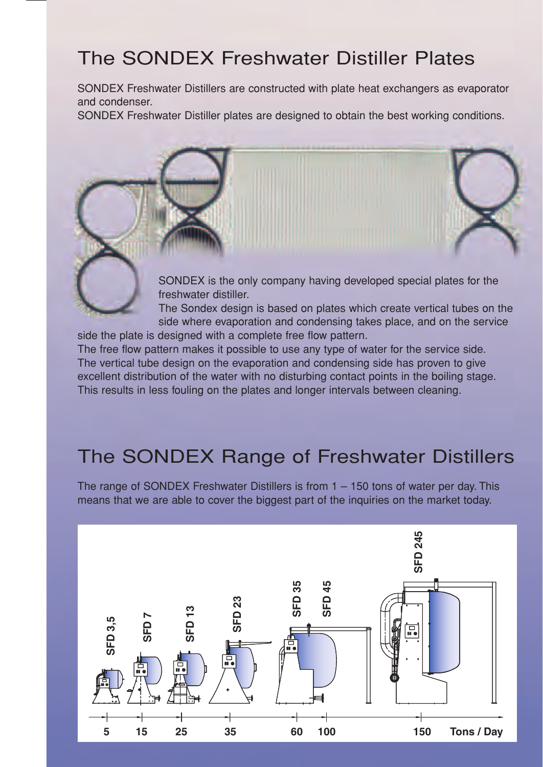# The SONDEX Freshwater Distiller Plates

SONDEX Freshwater Distillers are constructed with plate heat exchangers as evaporator and condenser.
SONDEX Freshwater Distiller plates are designed to obtain the best working conditions.

SONDEX is the only company having developed special plates for the freshwater distiller.
The Sondex design is based on plates which create vertical tubes on the side where evaporation and condensing takes place, and on the service side the plate is designed with a complete free flow pattern.
The free flow pattern makes it possible to use any type of water for the service side.
The vertical tube design on the evaporation and condensing side has proven to give excellent distribution of the water with no disturbing contact points in the boiling stage.
This results in less fouling on the plates and longer intervals between cleaning.

# The SONDEX Range of Freshwater Distillers

The range of SONDEX Freshwater Distillers is from 1 – 150 tons of water per day. This means that we are able to cover the biggest part of the inquiries on the market today.

SFD 3,5 | SFD 7 | SFD 13 | SFD 23 | SFD 35 | SFD 45 | SFD 245

5 | 15 | 25 | 35 | 60 | 100 | 150 Tons / Day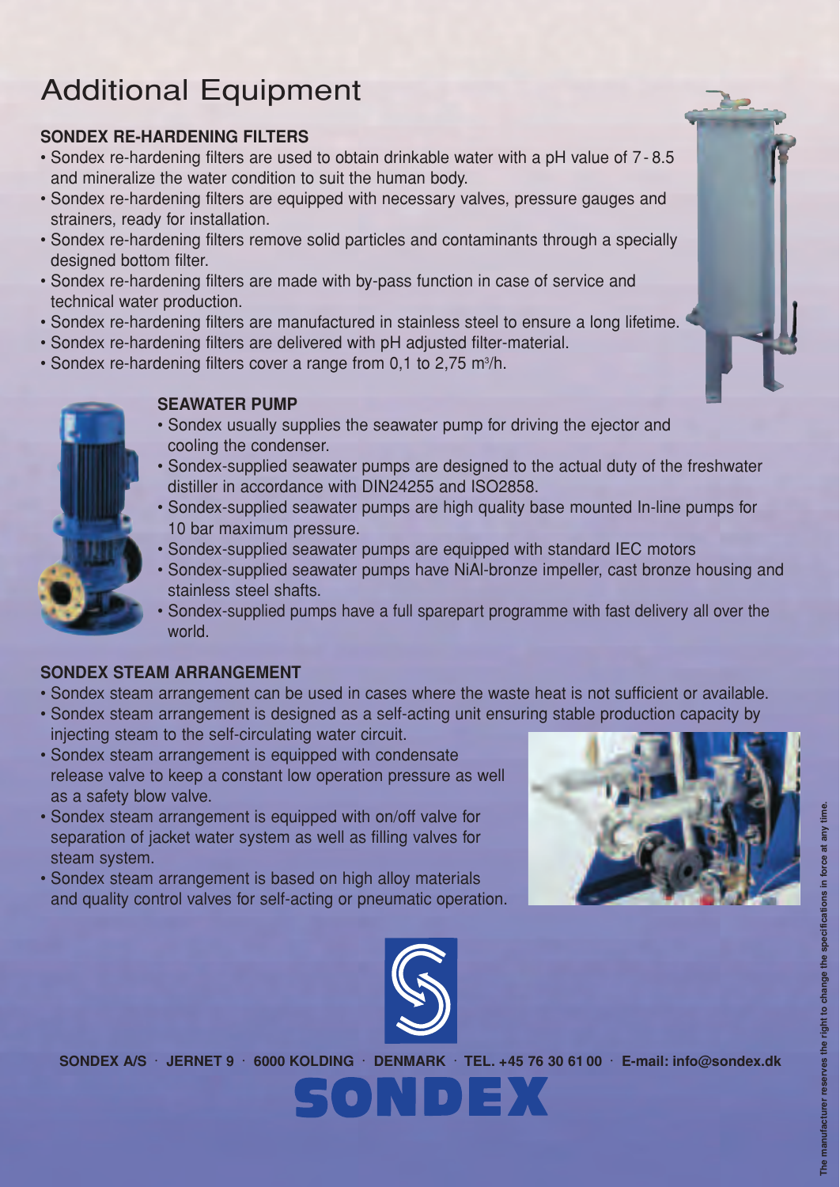# Additional Equipment

### SONDEX RE-HARDENING FILTERS

- Sondex re-hardening filters are used to obtain drinkable water with a pH value of 7 - 8.5 and mineralize the water condition to suit the human body.
- Sondex re-hardening filters are equipped with necessary valves, pressure gauges and strainers, ready for installation.
- Sondex re-hardening filters remove solid particles and contaminants through a specially designed bottom filter.
- Sondex re-hardening filters are made with by-pass function in case of service and technical water production.
- Sondex re-hardening filters are manufactured in stainless steel to ensure a long lifetime.
- Sondex re-hardening filters are delivered with pH adjusted filter-material.
- Sondex re-hardening filters cover a range from 0,1 to 2,75 $m^3/h$.

### SEAWATER PUMP

- Sondex usually supplies the seawater pump for driving the ejector and cooling the condenser.
- Sondex-supplied seawater pumps are designed to the actual duty of the freshwater distiller in accordance with DIN24255 and ISO2858.
- Sondex-supplied seawater pumps are high quality base mounted In-line pumps for 10 bar maximum pressure.
- Sondex-supplied seawater pumps are equipped with standard IEC motors
- Sondex-supplied seawater pumps have NiAl-bronze impeller, cast bronze housing and stainless steel shafts.
- Sondex-supplied pumps have a full sparepart programme with fast delivery all over the world.

### SONDEX STEAM ARRANGEMENT

- Sondex steam arrangement can be used in cases where the waste heat is not sufficient or available.
- Sondex steam arrangement is designed as a self-acting unit ensuring stable production capacity by injecting steam to the self-circulating water circuit.
- Sondex steam arrangement is equipped with condensate release valve to keep a constant low operation pressure as well as a safety blow valve.
- Sondex steam arrangement is equipped with on/off valve for separation of jacket water system as well as filling valves for steam system.
- Sondex steam arrangement is based on high alloy materials and quality control valves for self-acting or pneumatic operation.

**SONDEX A/S · JERNET 9 · 6000 KOLDING · DENMARK · TEL. +45 76 30 61 00 · E-mail: info@sondex.dk**

SONDEX

The manufacturer reserves the right to change the specifications in force at any time.